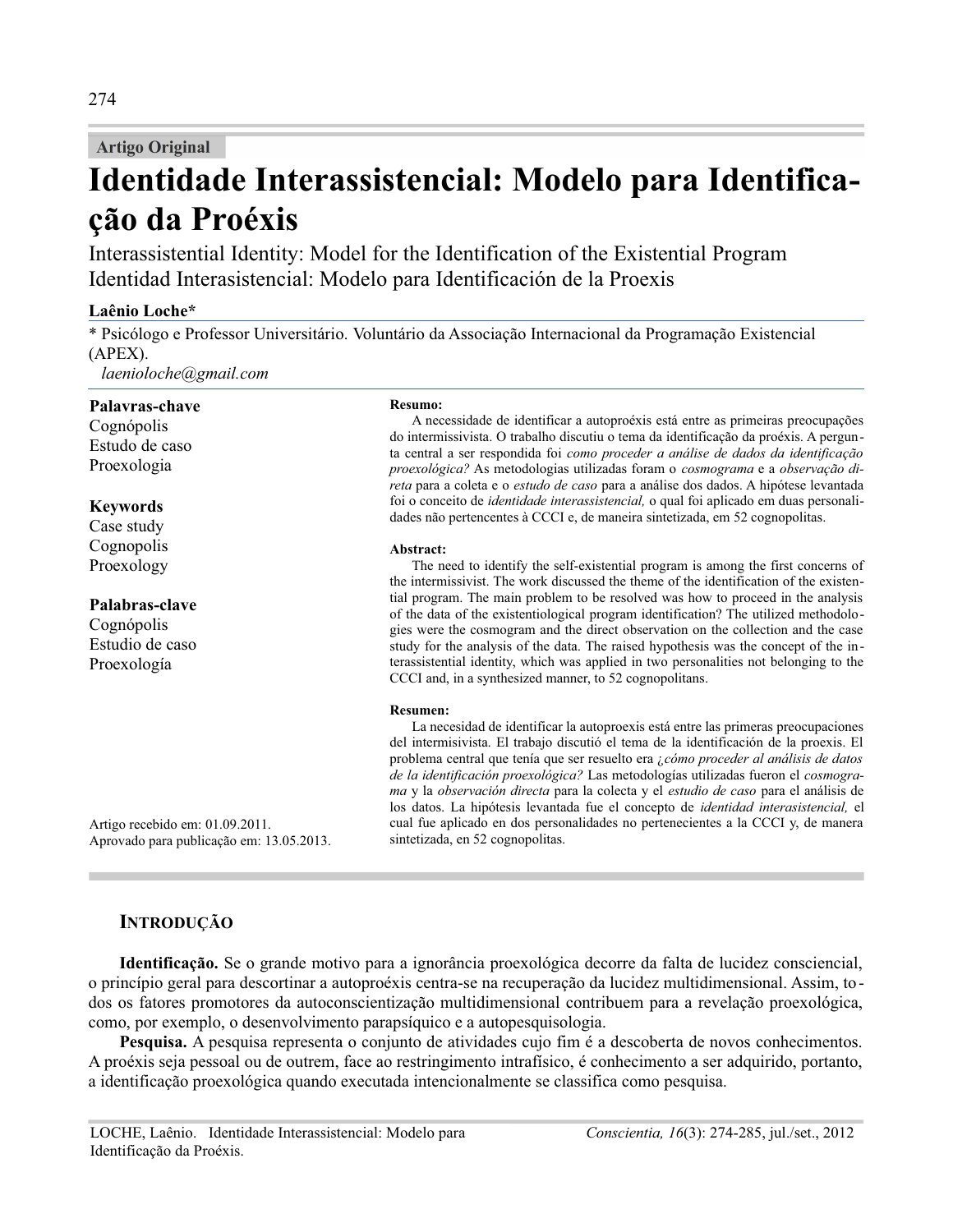**Artigo Original**

# Identidade Interassistencial: Modelo para Identificação da Proéxis

Interassistential Identity: Model for the Identification of the Existential Program

Identidad Interasistencial: Modelo para Identificación de la Proexis

**Laênio Loche***

\* Psicólogo e Professor Universitário. Voluntário da Associação Internacional da Programação Existencial (APEX).

*laenioloche@gmail.com*

**Palavras-chave**
Cognópolis
Estudo de caso
Proexologia

**Keywords**
Case study
Cognopolis
Proexology

**Palabras-clave**
Cognópolis
Estudio de caso
Proexología

Artigo recebido em: 01.09.2011.
Aprovado para publicação em: 13.05.2013.

**Resumo:**

A necessidade de identificar a autoproéxis está entre as primeiras preocupações do intermissivista. O trabalho discutiu o tema da identificação da proéxis. A pergunta central a ser respondida foi *como proceder a análise de dados da identificação proexológica?* As metodologias utilizadas foram o *cosmograma* e a *observação direta* para a coleta e o *estudo de caso* para a análise dos dados. A hipótese levantada foi o conceito de *identidade interassistencial,* o qual foi aplicado em duas personalidades não pertencentes à CCCI e, de maneira sintetizada, em 52 cognopolitas.

**Abstract:**

The need to identify the self-existential program is among the first concerns of the intermissivist. The work discussed the theme of the identification of the existential program. The main problem to be resolved was how to proceed in the analysis of the data of the existentiological program identification? The utilized methodologies were the cosmogram and the direct observation on the collection and the case study for the analysis of the data. The raised hypothesis was the concept of the interassistential identity, which was applied in two personalities not belonging to the CCCI and, in a synthesized manner, to 52 cognopolitans.

**Resumen:**

La necesidad de identificar la autoproexis está entre las primeras preocupaciones del intermisivista. El trabajo discutió el tema de la identificación de la proexis. El problema central que tenía que ser resuelto era *¿cómo proceder al análisis de datos de la identificación proexológica?* Las metodologías utilizadas fueron el *cosmograma* y la *observación directa* para la colecta y el *estudio de caso* para el análisis de los datos. La hipótesis levantada fue el concepto de *identidad interasistencial,* el cual fue aplicado en dos personalidades no pertenecientes a la CCCI y, de manera sintetizada, en 52 cognopolitas.

## Introdução

**Identificação.** Se o grande motivo para a ignorância proexológica decorre da falta de lucidez consciencial, o princípio geral para descortinar a autoproéxis centra-se na recuperação da lucidez multidimensional. Assim, todos os fatores promotores da autoconscientização multidimensional contribuem para a revelação proexológica, como, por exemplo, o desenvolvimento parapsíquico e a autopesquisologia.

**Pesquisa.** A pesquisa representa o conjunto de atividades cujo fim é a descoberta de novos conhecimentos. A proéxis seja pessoal ou de outrem, face ao restringimento intrafísico, é conhecimento a ser adquirido, portanto, a identificação proexológica quando executada intencionalmente se classifica como pesquisa.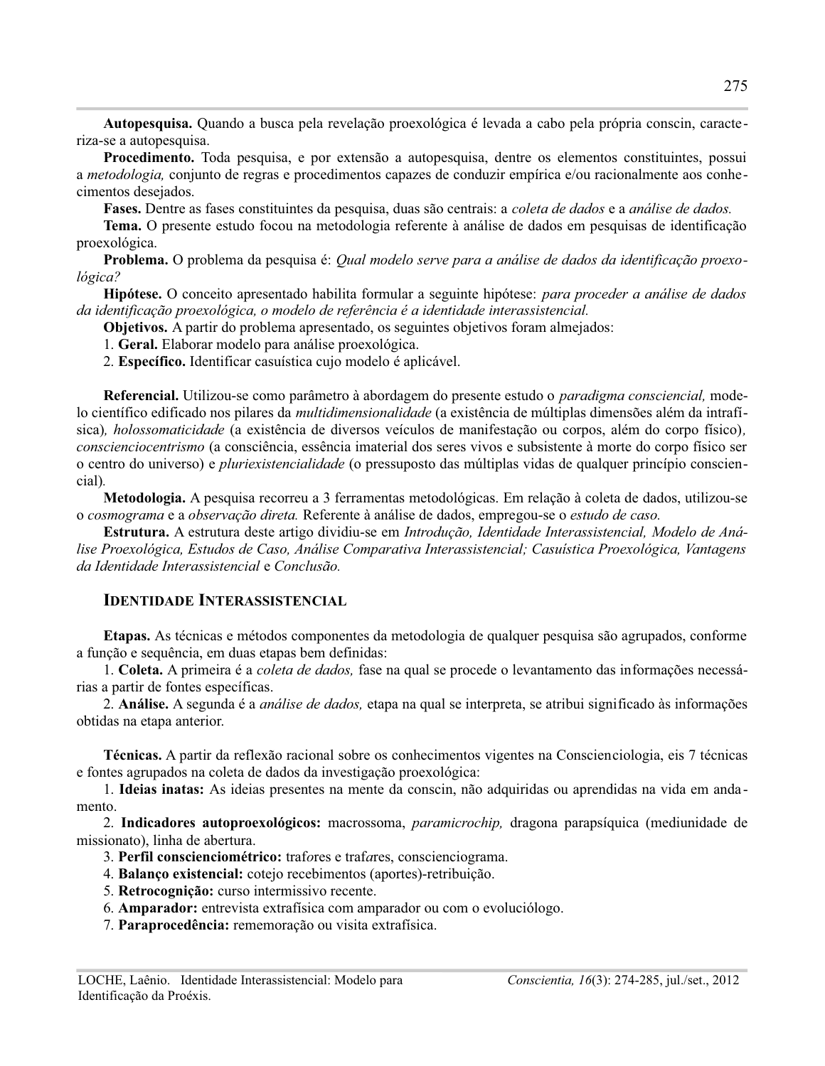**Autopesquisa.** Quando a busca pela revelação proexológica é levada a cabo pela própria conscin, caracteriza-se a autopesquisa.

**Procedimento.** Toda pesquisa, e por extensão a autopesquisa, dentre os elementos constituintes, possui a *metodologia,* conjunto de regras e procedimentos capazes de conduzir empírica e/ou racionalmente aos conhecimentos desejados.

**Fases.** Dentre as fases constituintes da pesquisa, duas são centrais: a *coleta de dados* e a *análise de dados.*

**Tema.** O presente estudo focou na metodologia referente à análise de dados em pesquisas de identificação proexológica.

**Problema.** O problema da pesquisa é: *Qual modelo serve para a análise de dados da identificação proexológica?*

**Hipótese.** O conceito apresentado habilita formular a seguinte hipótese: *para proceder a análise de dados da identificação proexológica, o modelo de referência é a identidade interassistencial.*

**Objetivos.** A partir do problema apresentado, os seguintes objetivos foram almejados:

1. **Geral.** Elaborar modelo para análise proexológica.
2. **Específico.** Identificar casuística cujo modelo é aplicável.

**Referencial.** Utilizou-se como parâmetro à abordagem do presente estudo o *paradigma consciencial,* modelo científico edificado nos pilares da *multidimensionalidade* (a existência de múltiplas dimensões além da intrafísica)*, holossomaticidade* (a existência de diversos veículos de manifestação ou corpos, além do corpo físico)*, conscienciocentrismo* (a consciência, essência imaterial dos seres vivos e subsistente à morte do corpo físico ser o centro do universo) e *pluriexistencialidade* (o pressuposto das múltiplas vidas de qualquer princípio consciencial)*.*

**Metodologia.** A pesquisa recorreu a 3 ferramentas metodológicas. Em relação à coleta de dados, utilizou-se o *cosmograma* e a *observação direta.* Referente à análise de dados, empregou-se o *estudo de caso.*

**Estrutura.** A estrutura deste artigo dividiu-se em *Introdução, Identidade Interassistencial, Modelo de Análise Proexológica, Estudos de Caso, Análise Comparativa Interassistencial; Casuística Proexológica, Vantagens da Identidade Interassistencial* e *Conclusão.*

## Identidade Interassistencial

**Etapas.** As técnicas e métodos componentes da metodologia de qualquer pesquisa são agrupados, conforme a função e sequência, em duas etapas bem definidas:

1. **Coleta.** A primeira é a *coleta de dados,* fase na qual se procede o levantamento das informações necessárias a partir de fontes específicas.
2. **Análise.** A segunda é a *análise de dados,* etapa na qual se interpreta, se atribui significado às informações obtidas na etapa anterior.

**Técnicas.** A partir da reflexão racional sobre os conhecimentos vigentes na Conscienciologia, eis 7 técnicas e fontes agrupados na coleta de dados da investigação proexológica:

1. **Ideias inatas:** As ideias presentes na mente da conscin, não adquiridas ou aprendidas na vida em andamento.
2. **Indicadores autoproexológicos:** macrossoma, *paramicrochip,* dragona parapsíquica (mediunidade de missionato), linha de abertura.
3. **Perfil conscienciométrico:** traf*o*res e traf*a*res, conscienciograma.
4. **Balanço existencial:** cotejo recebimentos (aportes)-retribuição.
5. **Retrocognição:** curso intermissivo recente.
6. **Amparador:** entrevista extrafísica com amparador ou com o evoluciólogo.
7. **Paraprocedência:** rememoração ou visita extrafísica.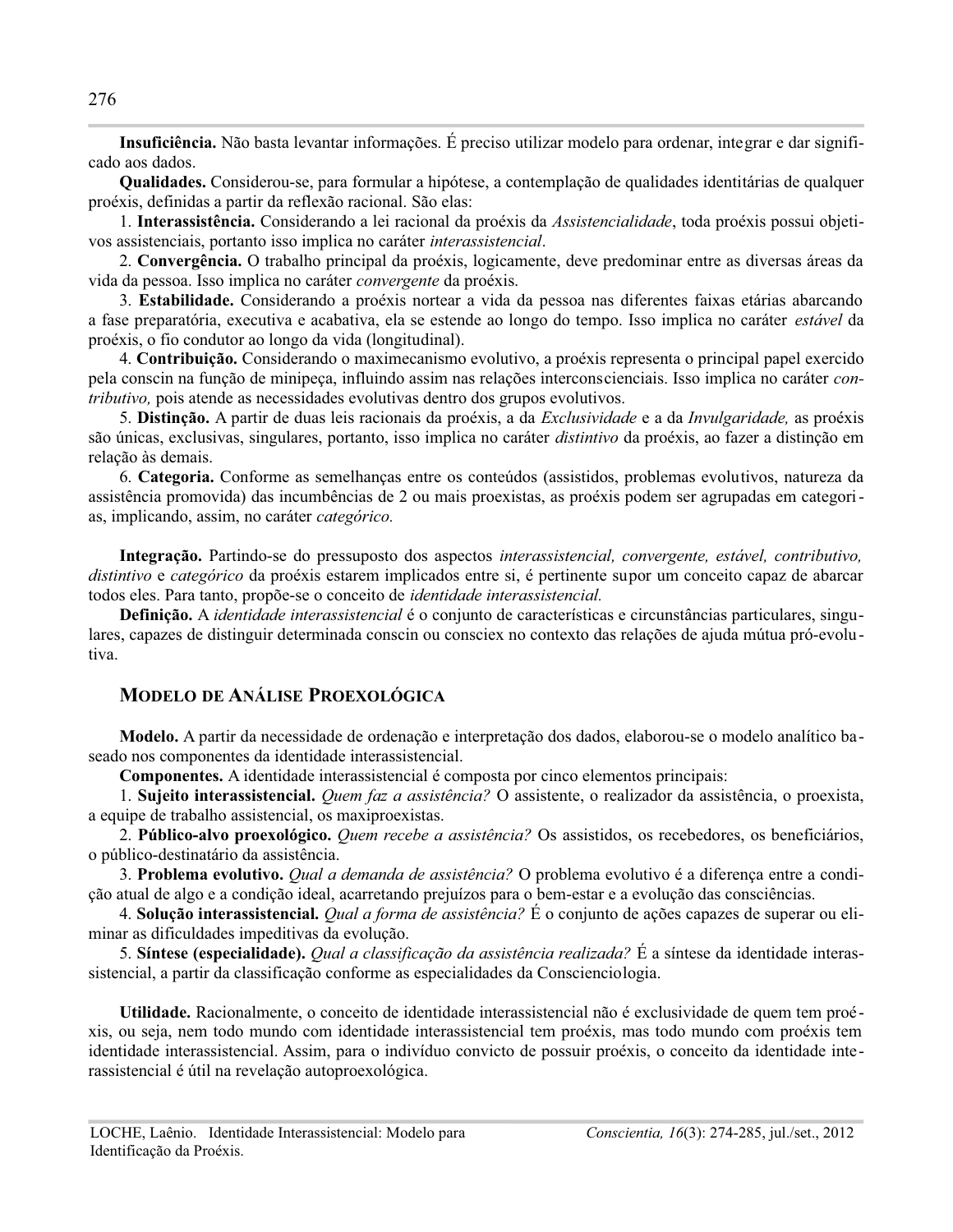**Insuficiência.** Não basta levantar informações. É preciso utilizar modelo para ordenar, integrar e dar significado aos dados.

**Qualidades.** Considerou-se, para formular a hipótese, a contemplação de qualidades identitárias de qualquer proéxis, definidas a partir da reflexão racional. São elas:

1. **Interassistência.** Considerando a lei racional da proéxis da *Assistencialidade*, toda proéxis possui objetivos assistenciais, portanto isso implica no caráter *interassistencial*.

2. **Convergência.** O trabalho principal da proéxis, logicamente, deve predominar entre as diversas áreas da vida da pessoa. Isso implica no caráter *convergente* da proéxis.

3. **Estabilidade.** Considerando a proéxis nortear a vida da pessoa nas diferentes faixas etárias abarcando a fase preparatória, executiva e acabativa, ela se estende ao longo do tempo. Isso implica no caráter *estável* da proéxis, o fio condutor ao longo da vida (longitudinal).

4. **Contribuição.** Considerando o maximecanismo evolutivo, a proéxis representa o principal papel exercido pela conscin na função de minipeça, influindo assim nas relações interconscienciais. Isso implica no caráter *contributivo,* pois atende as necessidades evolutivas dentro dos grupos evolutivos.

5. **Distinção.** A partir de duas leis racionais da proéxis, a da *Exclusividade* e a da *Invulgaridade,* as proéxis são únicas, exclusivas, singulares, portanto, isso implica no caráter *distintivo* da proéxis, ao fazer a distinção em relação às demais.

6. **Categoria.** Conforme as semelhanças entre os conteúdos (assistidos, problemas evolutivos, natureza da assistência promovida) das incumbências de 2 ou mais proexistas, as proéxis podem ser agrupadas em categorias, implicando, assim, no caráter *categórico.*

**Integração.** Partindo-se do pressuposto dos aspectos *interassistencial, convergente, estável, contributivo, distintivo* e *categórico* da proéxis estarem implicados entre si, é pertinente supor um conceito capaz de abarcar todos eles. Para tanto, propõe-se o conceito de *identidade interassistencial.*

**Definição.** A *identidade interassistencial* é o conjunto de características e circunstâncias particulares, singulares, capazes de distinguir determinada conscin ou consciex no contexto das relações de ajuda mútua pró-evolutiva.

## Modelo de Análise Proexológica

**Modelo.** A partir da necessidade de ordenação e interpretação dos dados, elaborou-se o modelo analítico baseado nos componentes da identidade interassistencial.

**Componentes.** A identidade interassistencial é composta por cinco elementos principais:

1. **Sujeito interassistencial.** *Quem faz a assistência?* O assistente, o realizador da assistência, o proexista, a equipe de trabalho assistencial, os maxiproexistas.

2. **Público-alvo proexológico.** *Quem recebe a assistência?* Os assistidos, os recebedores, os beneficiários, o público-destinatário da assistência.

3. **Problema evolutivo.** *Qual a demanda de assistência?* O problema evolutivo é a diferença entre a condição atual de algo e a condição ideal, acarretando prejuízos para o bem-estar e a evolução das consciências.

4. **Solução interassistencial.** *Qual a forma de assistência?* É o conjunto de ações capazes de superar ou eliminar as dificuldades impeditivas da evolução.

5. **Síntese (especialidade).** *Qual a classificação da assistência realizada?* É a síntese da identidade interassistencial, a partir da classificação conforme as especialidades da Conscienciologia.

**Utilidade.** Racionalmente, o conceito de identidade interassistencial não é exclusividade de quem tem proéxis, ou seja, nem todo mundo com identidade interassistencial tem proéxis, mas todo mundo com proéxis tem identidade interassistencial. Assim, para o indivíduo convicto de possuir proéxis, o conceito da identidade interassistencial é útil na revelação autoproexológica.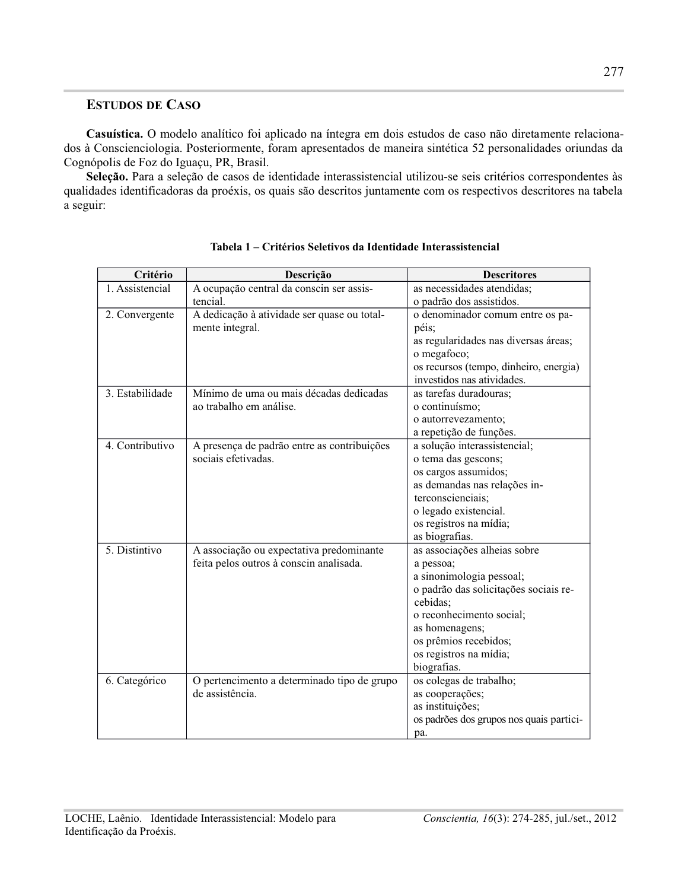## Estudos de Caso

**Casuística.** O modelo analítico foi aplicado na íntegra em dois estudos de caso não diretamente relacionados à Conscienciologia. Posteriormente, foram apresentados de maneira sintética 52 personalidades oriundas da Cognópolis de Foz do Iguaçu, PR, Brasil.

**Seleção.** Para a seleção de casos de identidade interassistencial utilizou-se seis critérios correspondentes às qualidades identificadoras da proéxis, os quais são descritos juntamente com os respectivos descritores na tabela a seguir:

**Tabela 1 – Critérios Seletivos da Identidade Interassistencial**

| Critério | Descrição | Descritores |
|---|---|---|
| 1. Assistencial | A ocupação central da conscin ser assistencial. | as necessidades atendidas; o padrão dos assistidos. |
| 2. Convergente | A dedicação à atividade ser quase ou totalmente integral. | o denominador comum entre os papéis; as regularidades nas diversas áreas; o megafoco; os recursos (tempo, dinheiro, energia) investidos nas atividades. |
| 3. Estabilidade | Mínimo de uma ou mais décadas dedicadas ao trabalho em análise. | as tarefas duradouras; o continuísmo; o autorrevezamento; a repetição de funções. |
| 4. Contributivo | A presença de padrão entre as contribuições sociais efetivadas. | a solução interassistencial; o tema das gescons; os cargos assumidos; as demandas nas relações interconscienciais; o legado existencial. os registros na mídia; as biografias. |
| 5. Distintivo | A associação ou expectativa predominante feita pelos outros à conscin analisada. | as associações alheias sobre a pessoa; a sinonimologia pessoal; o padrão das solicitações sociais recebidas; o reconhecimento social; as homenagens; os prêmios recebidos; os registros na mídia; biografias. |
| 6. Categórico | O pertencimento a determinado tipo de grupo de assistência. | os colegas de trabalho; as cooperações; as instituições; os padrões dos grupos nos quais participa. |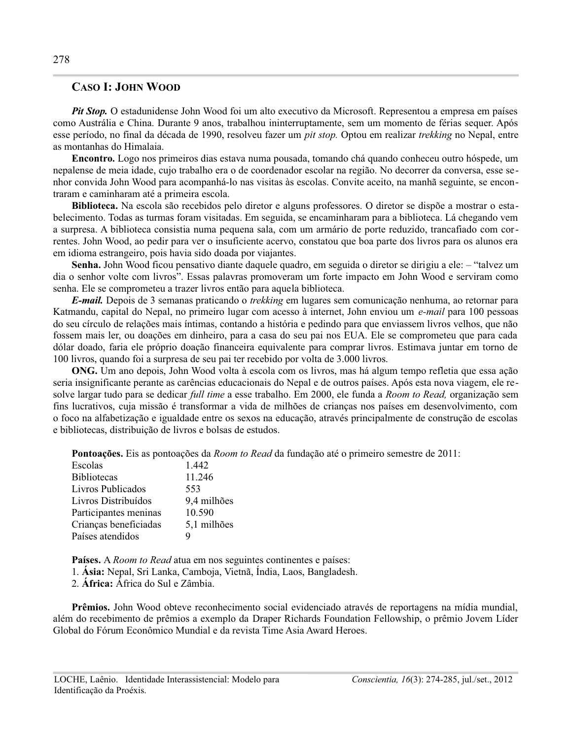## Caso I: John Wood

***Pit Stop.*** O estadunidense John Wood foi um alto executivo da Microsoft. Representou a empresa em países como Austrália e China. Durante 9 anos, trabalhou ininterruptamente, sem um momento de férias sequer. Após esse período, no final da década de 1990, resolveu fazer um *pit stop.* Optou em realizar *trekking* no Nepal, entre as montanhas do Himalaia.

**Encontro.** Logo nos primeiros dias estava numa pousada, tomando chá quando conheceu outro hóspede, um nepalense de meia idade, cujo trabalho era o de coordenador escolar na região. No decorrer da conversa, esse senhor convida John Wood para acompanhá-lo nas visitas às escolas. Convite aceito, na manhã seguinte, se encontraram e caminharam até a primeira escola.

**Biblioteca.** Na escola são recebidos pelo diretor e alguns professores. O diretor se dispõe a mostrar o estabelecimento. Todas as turmas foram visitadas. Em seguida, se encaminharam para a biblioteca. Lá chegando vem a surpresa. A biblioteca consistia numa pequena sala, com um armário de porte reduzido, trancafiado com correntes. John Wood, ao pedir para ver o insuficiente acervo, constatou que boa parte dos livros para os alunos era em idioma estrangeiro, pois havia sido doada por viajantes.

**Senha.** John Wood ficou pensativo diante daquele quadro, em seguida o diretor se dirigiu a ele: – "talvez um dia o senhor volte com livros". Essas palavras promoveram um forte impacto em John Wood e serviram como senha. Ele se comprometeu a trazer livros então para aquela biblioteca.

***E-mail.*** Depois de 3 semanas praticando o *trekking* em lugares sem comunicação nenhuma, ao retornar para Katmandu, capital do Nepal, no primeiro lugar com acesso à internet, John enviou um *e-mail* para 100 pessoas do seu círculo de relações mais íntimas, contando a história e pedindo para que enviassem livros velhos, que não fossem mais ler, ou doações em dinheiro, para a casa do seu pai nos EUA. Ele se comprometeu que para cada dólar doado, faria ele próprio doação financeira equivalente para comprar livros. Estimava juntar em torno de 100 livros, quando foi a surpresa de seu pai ter recebido por volta de 3.000 livros.

**ONG.** Um ano depois, John Wood volta à escola com os livros, mas há algum tempo refletia que essa ação seria insignificante perante as carências educacionais do Nepal e de outros países. Após esta nova viagem, ele resolve largar tudo para se dedicar *full time* a esse trabalho. Em 2000, ele funda a *Room to Read,* organização sem fins lucrativos, cuja missão é transformar a vida de milhões de crianças nos países em desenvolvimento, com o foco na alfabetização e igualdade entre os sexos na educação, através principalmente de construção de escolas e bibliotecas, distribuição de livros e bolsas de estudos.

**Pontoações.** Eis as pontoações da *Room to Read* da fundação até o primeiro semestre de 2011:

| | |
|---|---|
| Escolas | 1.442 |
| Bibliotecas | 11.246 |
| Livros Publicados | 553 |
| Livros Distribuídos | 9,4 milhões |
| Participantes meninas | 10.590 |
| Crianças beneficiadas | 5,1 milhões |
| Países atendidos | 9 |

**Países.** A *Room to Read* atua em nos seguintes continentes e países:

1. **Ásia:** Nepal, Sri Lanka, Camboja, Vietnã, Índia, Laos, Bangladesh.
2. **África:** África do Sul e Zâmbia.

**Prêmios.** John Wood obteve reconhecimento social evidenciado através de reportagens na mídia mundial, além do recebimento de prêmios a exemplo da Draper Richards Foundation Fellowship, o prêmio Jovem Líder Global do Fórum Econômico Mundial e da revista Time Asia Award Heroes.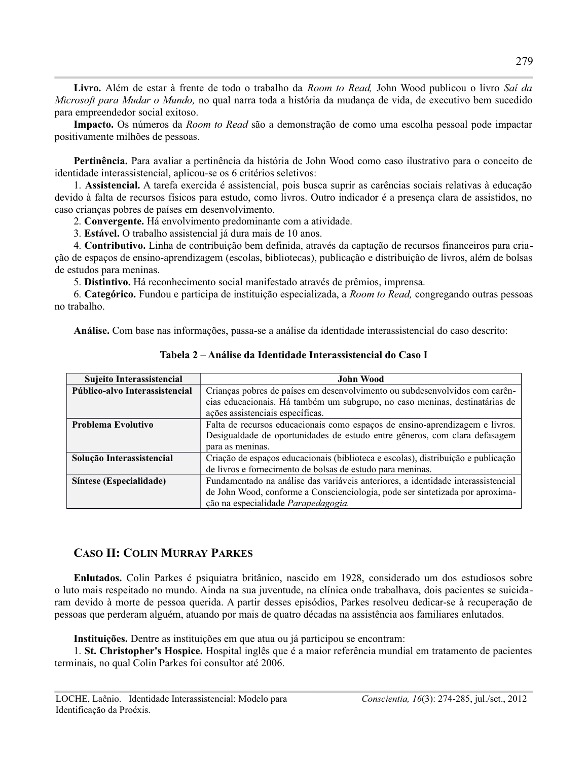**Livro.** Além de estar à frente de todo o trabalho da *Room to Read,* John Wood publicou o livro *Saí da Microsoft para Mudar o Mundo,* no qual narra toda a história da mudança de vida, de executivo bem sucedido para empreendedor social exitoso.

**Impacto.** Os números da *Room to Read* são a demonstração de como uma escolha pessoal pode impactar positivamente milhões de pessoas.

**Pertinência.** Para avaliar a pertinência da história de John Wood como caso ilustrativo para o conceito de identidade interassistencial, aplicou-se os 6 critérios seletivos:

1. **Assistencial.** A tarefa exercida é assistencial, pois busca suprir as carências sociais relativas à educação devido à falta de recursos físicos para estudo, como livros. Outro indicador é a presença clara de assistidos, no caso crianças pobres de países em desenvolvimento.
2. **Convergente.** Há envolvimento predominante com a atividade.
3. **Estável.** O trabalho assistencial já dura mais de 10 anos.
4. **Contributivo.** Linha de contribuição bem definida, através da captação de recursos financeiros para criação de espaços de ensino-aprendizagem (escolas, bibliotecas), publicação e distribuição de livros, além de bolsas de estudos para meninas.
5. **Distintivo.** Há reconhecimento social manifestado através de prêmios, imprensa.
6. **Categórico.** Fundou e participa de instituição especializada, a *Room to Read,* congregando outras pessoas no trabalho.

**Análise.** Com base nas informações, passa-se a análise da identidade interassistencial do caso descrito:

**Tabela 2 – Análise da Identidade Interassistencial do Caso I**

| Sujeito Interassistencial | John Wood |
|---|---|
| **Público-alvo Interassistencial** | Crianças pobres de países em desenvolvimento ou subdesenvolvidos com carências educacionais. Há também um subgrupo, no caso meninas, destinatárias de ações assistenciais específicas. |
| **Problema Evolutivo** | Falta de recursos educacionais como espaços de ensino-aprendizagem e livros. Desigualdade de oportunidades de estudo entre gêneros, com clara defasagem para as meninas. |
| **Solução Interassistencial** | Criação de espaços educacionais (biblioteca e escolas), distribuição e publicação de livros e fornecimento de bolsas de estudo para meninas. |
| **Síntese (Especialidade)** | Fundamentado na análise das variáveis anteriores, a identidade interassistencial de John Wood, conforme a Conscienciologia, pode ser sintetizada por aproximação na especialidade *Parapedagogia.* |

## Caso II: Colin Murray Parkes

**Enlutados.** Colin Parkes é psiquiatra britânico, nascido em 1928, considerado um dos estudiosos sobre o luto mais respeitado no mundo. Ainda na sua juventude, na clínica onde trabalhava, dois pacientes se suicidaram devido à morte de pessoa querida. A partir desses episódios, Parkes resolveu dedicar-se à recuperação de pessoas que perderam alguém, atuando por mais de quatro décadas na assistência aos familiares enlutados.

**Instituições.** Dentre as instituições em que atua ou já participou se encontram:

1. **St. Christopher's Hospice.** Hospital inglês que é a maior referência mundial em tratamento de pacientes terminais, no qual Colin Parkes foi consultor até 2006.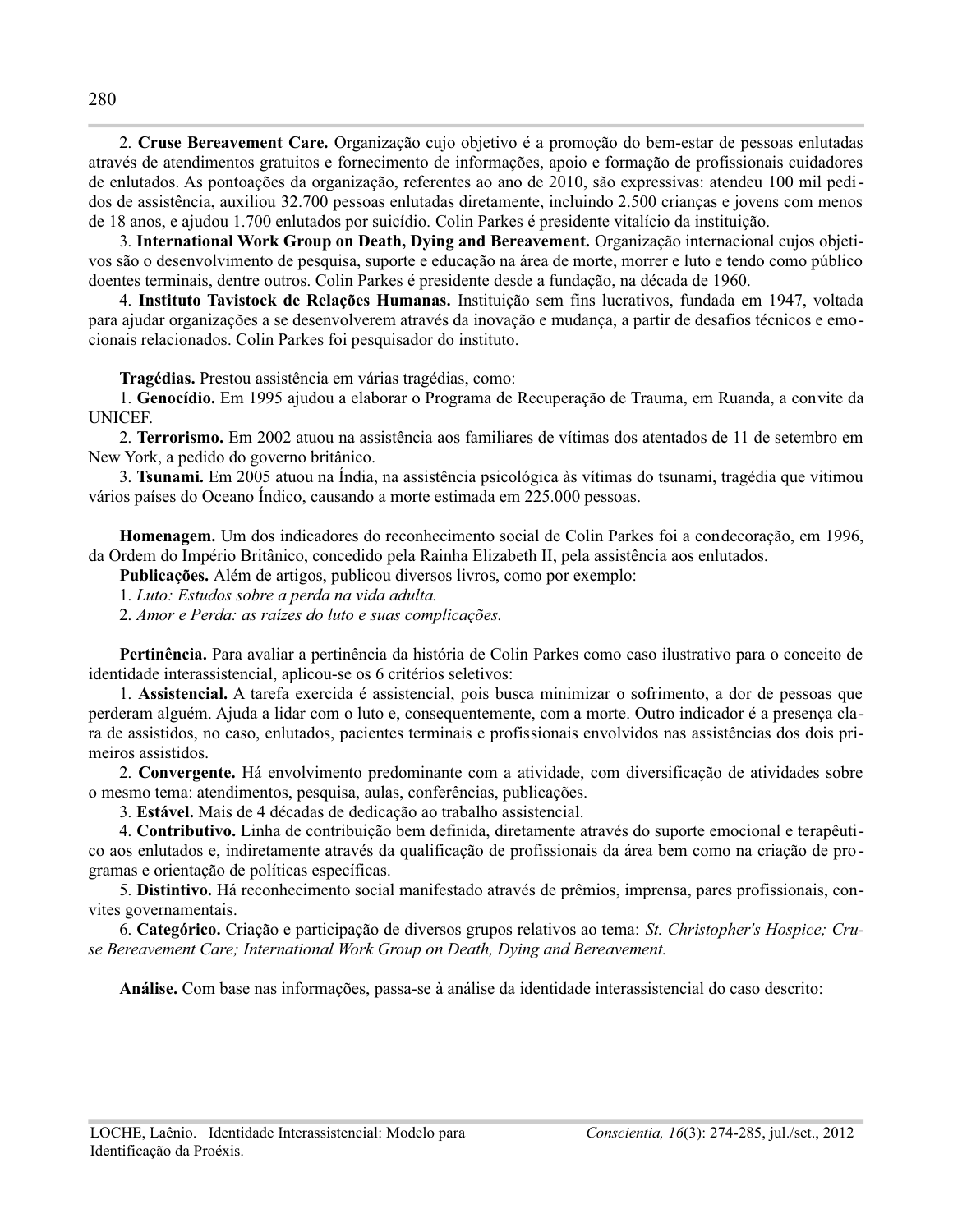2. **Cruse Bereavement Care.** Organização cujo objetivo é a promoção do bem-estar de pessoas enlutadas através de atendimentos gratuitos e fornecimento de informações, apoio e formação de profissionais cuidadores de enlutados. As pontoações da organização, referentes ao ano de 2010, são expressivas: atendeu 100 mil pedidos de assistência, auxiliou 32.700 pessoas enlutadas diretamente, incluindo 2.500 crianças e jovens com menos de 18 anos, e ajudou 1.700 enlutados por suicídio. Colin Parkes é presidente vitalício da instituição.

3. **International Work Group on Death, Dying and Bereavement.** Organização internacional cujos objetivos são o desenvolvimento de pesquisa, suporte e educação na área de morte, morrer e luto e tendo como público doentes terminais, dentre outros. Colin Parkes é presidente desde a fundação, na década de 1960.

4. **Instituto Tavistock de Relações Humanas.** Instituição sem fins lucrativos, fundada em 1947, voltada para ajudar organizações a se desenvolverem através da inovação e mudança, a partir de desafios técnicos e emocionais relacionados. Colin Parkes foi pesquisador do instituto.

**Tragédias.** Prestou assistência em várias tragédias, como:

1. **Genocídio.** Em 1995 ajudou a elaborar o Programa de Recuperação de Trauma, em Ruanda, a convite da UNICEF.

2. **Terrorismo.** Em 2002 atuou na assistência aos familiares de vítimas dos atentados de 11 de setembro em New York, a pedido do governo britânico.

3. **Tsunami.** Em 2005 atuou na Índia, na assistência psicológica às vítimas do tsunami, tragédia que vitimou vários países do Oceano Índico, causando a morte estimada em 225.000 pessoas.

**Homenagem.** Um dos indicadores do reconhecimento social de Colin Parkes foi a condecoração, em 1996, da Ordem do Império Britânico, concedido pela Rainha Elizabeth II, pela assistência aos enlutados.

**Publicações.** Além de artigos, publicou diversos livros, como por exemplo:

1. *Luto: Estudos sobre a perda na vida adulta.*

2. *Amor e Perda: as raízes do luto e suas complicações.*

**Pertinência.** Para avaliar a pertinência da história de Colin Parkes como caso ilustrativo para o conceito de identidade interassistencial, aplicou-se os 6 critérios seletivos:

1. **Assistencial.** A tarefa exercida é assistencial, pois busca minimizar o sofrimento, a dor de pessoas que perderam alguém. Ajuda a lidar com o luto e, consequentemente, com a morte. Outro indicador é a presença clara de assistidos, no caso, enlutados, pacientes terminais e profissionais envolvidos nas assistências dos dois primeiros assistidos.

2. **Convergente.** Há envolvimento predominante com a atividade, com diversificação de atividades sobre o mesmo tema: atendimentos, pesquisa, aulas, conferências, publicações.

3. **Estável.** Mais de 4 décadas de dedicação ao trabalho assistencial.

4. **Contributivo.** Linha de contribuição bem definida, diretamente através do suporte emocional e terapêutico aos enlutados e, indiretamente através da qualificação de profissionais da área bem como na criação de programas e orientação de políticas específicas.

5. **Distintivo.** Há reconhecimento social manifestado através de prêmios, imprensa, pares profissionais, convites governamentais.

6. **Categórico.** Criação e participação de diversos grupos relativos ao tema: *St. Christopher's Hospice; Cruse Bereavement Care; International Work Group on Death, Dying and Bereavement.*

**Análise.** Com base nas informações, passa-se à análise da identidade interassistencial do caso descrito: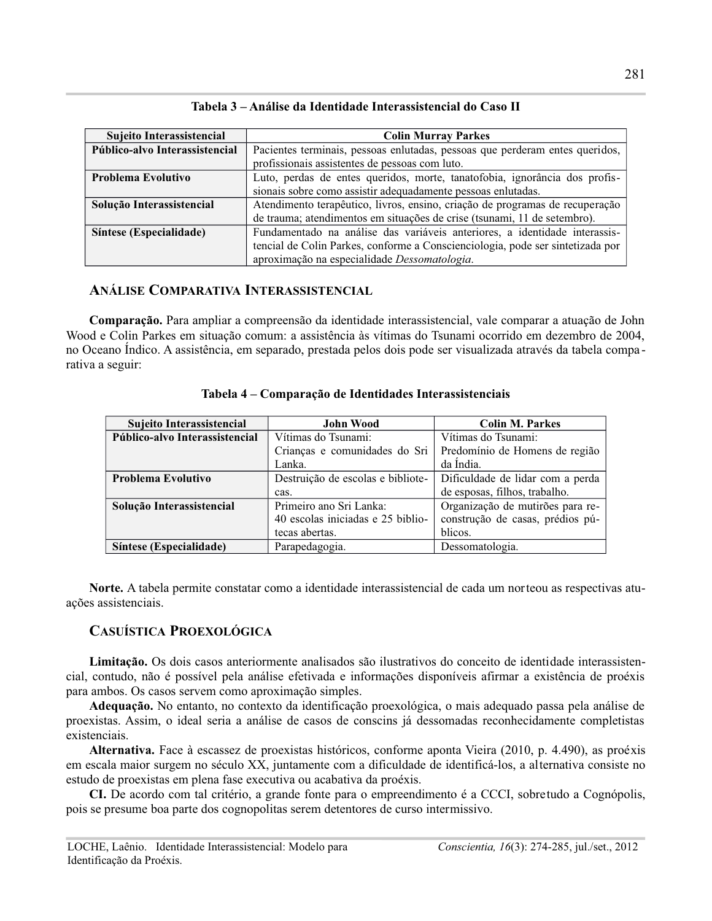**Tabela 3 – Análise da Identidade Interassistencial do Caso II**

| Sujeito Interassistencial | Colin Murray Parkes |
|---|---|
| **Público-alvo Interassistencial** | Pacientes terminais, pessoas enlutadas, pessoas que perderam entes queridos, profissionais assistentes de pessoas com luto. |
| **Problema Evolutivo** | Luto, perdas de entes queridos, morte, tanatofobia, ignorância dos profissionais sobre como assistir adequadamente pessoas enlutadas. |
| **Solução Interassistencial** | Atendimento terapêutico, livros, ensino, criação de programas de recuperação de trauma; atendimentos em situações de crise (tsunami, 11 de setembro). |
| **Síntese (Especialidade)** | Fundamentado na análise das variáveis anteriores, a identidade interassistencial de Colin Parkes, conforme a Conscienciologia, pode ser sintetizada por aproximação na especialidade *Dessomatologia*. |

## Análise Comparativa Interassistencial

**Comparação.** Para ampliar a compreensão da identidade interassistencial, vale comparar a atuação de John Wood e Colin Parkes em situação comum: a assistência às vítimas do Tsunami ocorrido em dezembro de 2004, no Oceano Índico. A assistência, em separado, prestada pelos dois pode ser visualizada através da tabela comparativa a seguir:

**Tabela 4 – Comparação de Identidades Interassistenciais**

| Sujeito Interassistencial | John Wood | Colin M. Parkes |
|---|---|---|
| **Público-alvo Interassistencial** | Vítimas do Tsunami: Crianças e comunidades do Sri Lanka. | Vítimas do Tsunami: Predomínio de Homens de região da Índia. |
| **Problema Evolutivo** | Destruição de escolas e bibliotecas. | Dificuldade de lidar com a perda de esposas, filhos, trabalho. |
| **Solução Interassistencial** | Primeiro ano Sri Lanka: 40 escolas iniciadas e 25 bibliotecas abertas. | Organização de mutirões para reconstrução de casas, prédios públicos. |
| **Síntese (Especialidade)** | Parapedagogia. | Dessomatologia. |

**Norte.** A tabela permite constatar como a identidade interassistencial de cada um norteou as respectivas atuações assistenciais.

## Casuística Proexológica

**Limitação.** Os dois casos anteriormente analisados são ilustrativos do conceito de identidade interassistencial, contudo, não é possível pela análise efetivada e informações disponíveis afirmar a existência de proéxis para ambos. Os casos servem como aproximação simples.

**Adequação.** No entanto, no contexto da identificação proexológica, o mais adequado passa pela análise de proexistas. Assim, o ideal seria a análise de casos de conscins já dessomadas reconhecidamente completistas existenciais.

**Alternativa.** Face à escassez de proexistas históricos, conforme aponta Vieira (2010, p. 4.490), as proéxis em escala maior surgem no século XX, juntamente com a dificuldade de identificá-los, a alternativa consiste no estudo de proexistas em plena fase executiva ou acabativa da proéxis.

**CI.** De acordo com tal critério, a grande fonte para o empreendimento é a CCCI, sobretudo a Cognópolis, pois se presume boa parte dos cognopolitas serem detentores de curso intermissivo.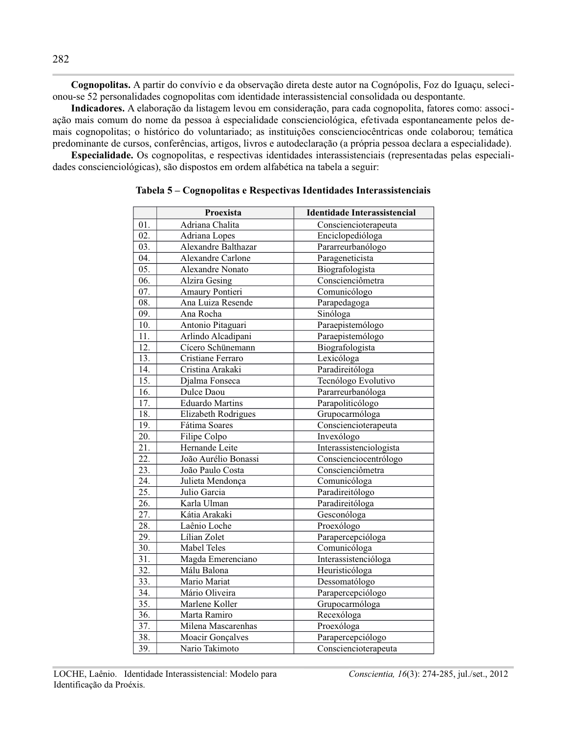**Cognopolitas.** A partir do convívio e da observação direta deste autor na Cognópolis, Foz do Iguaçu, selecionou-se 52 personalidades cognopolitas com identidade interassistencial consolidada ou despontante.

**Indicadores.** A elaboração da listagem levou em consideração, para cada cognopolita, fatores como: associação mais comum do nome da pessoa à especialidade conscienciológica, efetivada espontaneamente pelos demais cognopolitas; o histórico do voluntariado; as instituições conscienciocêntricas onde colaborou; temática predominante de cursos, conferências, artigos, livros e autodeclaração (a própria pessoa declara a especialidade).

**Especialidade.** Os cognopolitas, e respectivas identidades interassistenciais (representadas pelas especialidades conscienciológicas), são dispostos em ordem alfabética na tabela a seguir:

**Tabela 5 – Cognopolitas e Respectivas Identidades Interassistenciais**

| | Proexista | Identidade Interassistencial |
|---|---|---|
| 01. | Adriana Chalita | Conscienciotera­peuta |
| 02. | Adriana Lopes | Enciclopedióloga |
| 03. | Alexandre Balthazar | Pararreurbanólogo |
| 04. | Alexandre Carlone | Parageneticista |
| 05. | Alexandre Nonato | Biografologista |
| 06. | Alzira Gesing | Conscienciômetra |
| 07. | Amaury Pontieri | Comunicólogo |
| 08. | Ana Luiza Resende | Parapedagoga |
| 09. | Ana Rocha | Sinóloga |
| 10. | Antonio Pitaguari | Paraepistemólogo |
| 11. | Arlindo Alcadipani | Paraepistemólogo |
| 12. | Cícero Schünemann | Biografologista |
| 13. | Cristiane Ferraro | Lexicóloga |
| 14. | Cristina Arakaki | Paradireitóloga |
| 15. | Djalma Fonseca | Tecnólogo Evolutivo |
| 16. | Dulce Daou | Pararreurbanóloga |
| 17. | Eduardo Martins | Parapoliticólogo |
| 18. | Elizabeth Rodrigues | Grupocarmóloga |
| 19. | Fátima Soares | Conscienciotera­peuta |
| 20. | Filipe Colpo | Invexólogo |
| 21. | Hernande Leite | Interassistenciologista |
| 22. | João Aurélio Bonassi | Conscienciocentrólogo |
| 23. | João Paulo Costa | Conscienciômetra |
| 24. | Julieta Mendonça | Comunicóloga |
| 25. | Julio Garcia | Paradireitólogo |
| 26. | Karla Ulman | Paradireitóloga |
| 27. | Kátia Arakaki | Gesconóloga |
| 28. | Laênio Loche | Proexólogo |
| 29. | Lílian Zolet | Parapercepcióloga |
| 30. | Mabel Teles | Comunicóloga |
| 31. | Magda Emerenciano | Interassistencióloga |
| 32. | Málu Balona | Heuristicóloga |
| 33. | Mario Mariat | Dessomatólogo |
| 34. | Mário Oliveira | Parapercepciólogo |
| 35. | Marlene Koller | Grupocarmóloga |
| 36. | Marta Ramiro | Recexóloga |
| 37. | Milena Mascarenhas | Proexóloga |
| 38. | Moacir Gonçalves | Parapercepciólogo |
| 39. | Nario Takimoto | Conscienciotera­peuta |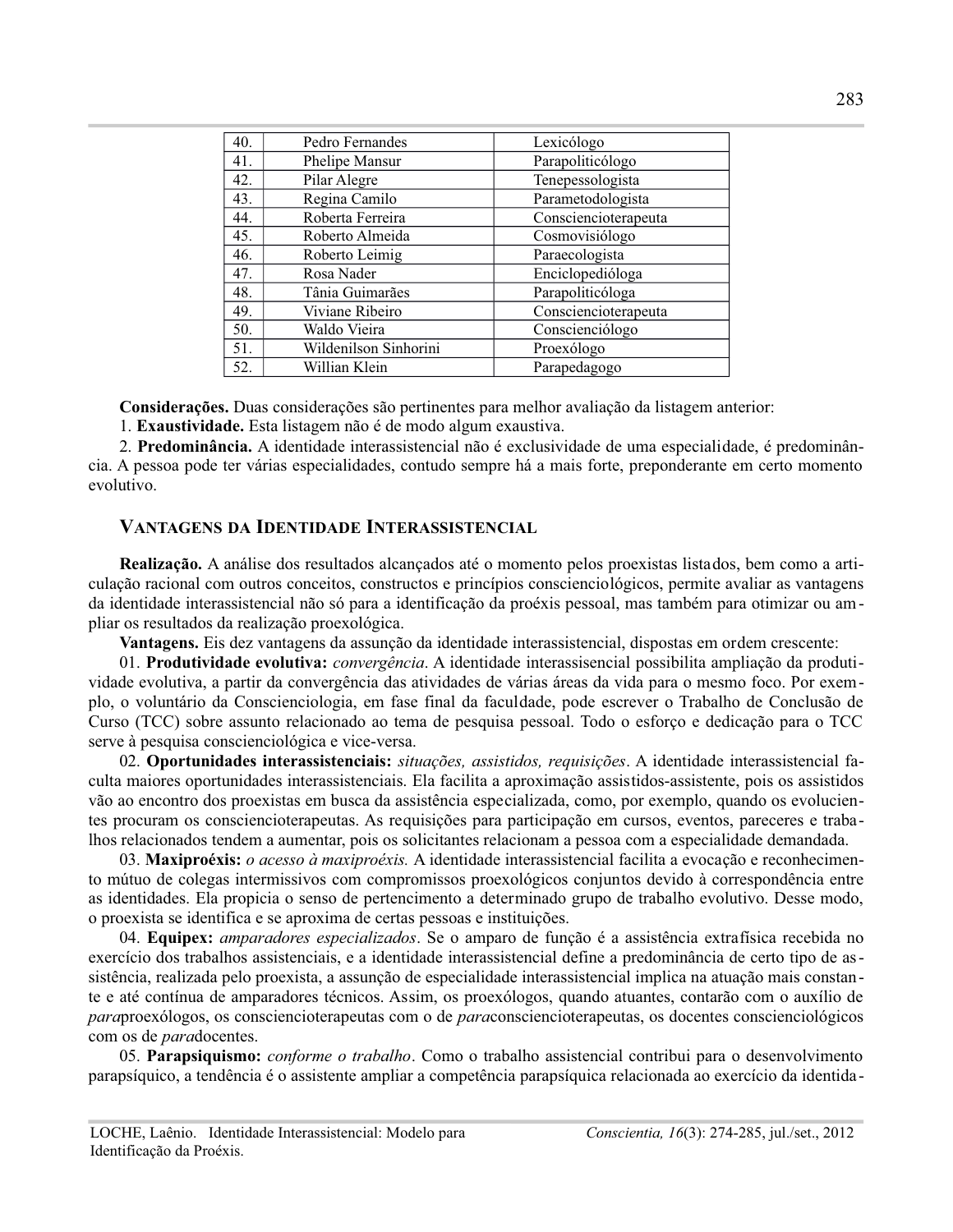| | | |
|---|---|---|
| 40. | Pedro Fernandes | Lexicólogo |
| 41. | Phelipe Mansur | Parapoliticólogo |
| 42. | Pilar Alegre | Tenepessologista |
| 43. | Regina Camilo | Parametodologista |
| 44. | Roberta Ferreira | Conscienciotera­peuta |
| 45. | Roberto Almeida | Cosmovisiólogo |
| 46. | Roberto Leimig | Paraecologista |
| 47. | Rosa Nader | Enciclopedióloga |
| 48. | Tânia Guimarães | Parapoliticóloga |
| 49. | Viviane Ribeiro | Conscienciotera­peuta |
| 50. | Waldo Vieira | Conscienciólogo |
| 51. | Wildenilson Sinhorini | Proexólogo |
| 52. | Willian Klein | Parapedagogo |

**Considerações.** Duas considerações são pertinentes para melhor avaliação da listagem anterior:

1. **Exaustividade.** Esta listagem não é de modo algum exaustiva.

2. **Predominância.** A identidade interassistencial não é exclusividade de uma especialidade, é predominância. A pessoa pode ter várias especialidades, contudo sempre há a mais forte, preponderante em certo momento evolutivo.

## Vantagens da Identidade Interassistencial

**Realização.** A análise dos resultados alcançados até o momento pelos proexistas listados, bem como a articulação racional com outros conceitos, constructos e princípios conscienciológicos, permite avaliar as vantagens da identidade interassistencial não só para a identificação da proéxis pessoal, mas também para otimizar ou ampliar os resultados da realização proexológica.

**Vantagens.** Eis dez vantagens da assunção da identidade interassistencial, dispostas em ordem crescente:

01. **Produtividade evolutiva:** *convergência*. A identidade interassisencial possibilita ampliação da produtividade evolutiva, a partir da convergência das atividades de várias áreas da vida para o mesmo foco. Por exemplo, o voluntário da Conscienciologia, em fase final da faculdade, pode escrever o Trabalho de Conclusão de Curso (TCC) sobre assunto relacionado ao tema de pesquisa pessoal. Todo o esforço e dedicação para o TCC serve à pesquisa conscienciológica e vice-versa.

02. **Oportunidades interassistenciais:** *situações, assistidos, requisições*. A identidade interassistencial faculta maiores oportunidades interassistenciais. Ela facilita a aproximação assistidos-assistente, pois os assistidos vão ao encontro dos proexistas em busca da assistência especializada, como, por exemplo, quando os evoluciententes procuram os conscienciotera­peutas. As requisições para participação em cursos, eventos, pareceres e trabalhos relacionados tendem a aumentar, pois os solicitantes relacionam a pessoa com a especialidade demandada.

03. **Maxiproéxis:** *o acesso à maxiproéxis.* A identidade interassistencial facilita a evocação e reconhecimento mútuo de colegas intermissivos com compromissos proexológicos conjuntos devido à correspondência entre as identidades. Ela propicia o senso de pertencimento a determinado grupo de trabalho evolutivo. Desse modo, o proexista se identifica e se aproxima de certas pessoas e instituições.

04. **Equipex:** *amparadores especializados*. Se o amparo de função é a assistência extrafísica recebida no exercício dos trabalhos assistenciais, e a identidade interassistencial define a predominância de certo tipo de assistência, realizada pelo proexista, a assunção de especialidade interassistencial implica na atuação mais constante e até contínua de amparadores técnicos. Assim, os proexólogos, quando atuantes, contarão com o auxílio de *para*proexólogos, os conscienciotera­peutas com o de *para*conscienciotera­peutas, os docentes conscienciológicos com os de *para*docentes.

05. **Parapsiquismo:** *conforme o trabalho*. Como o trabalho assistencial contribui para o desenvolvimento parapsíquico, a tendência é o assistente ampliar a competência parapsíquica relacionada ao exercício da identida-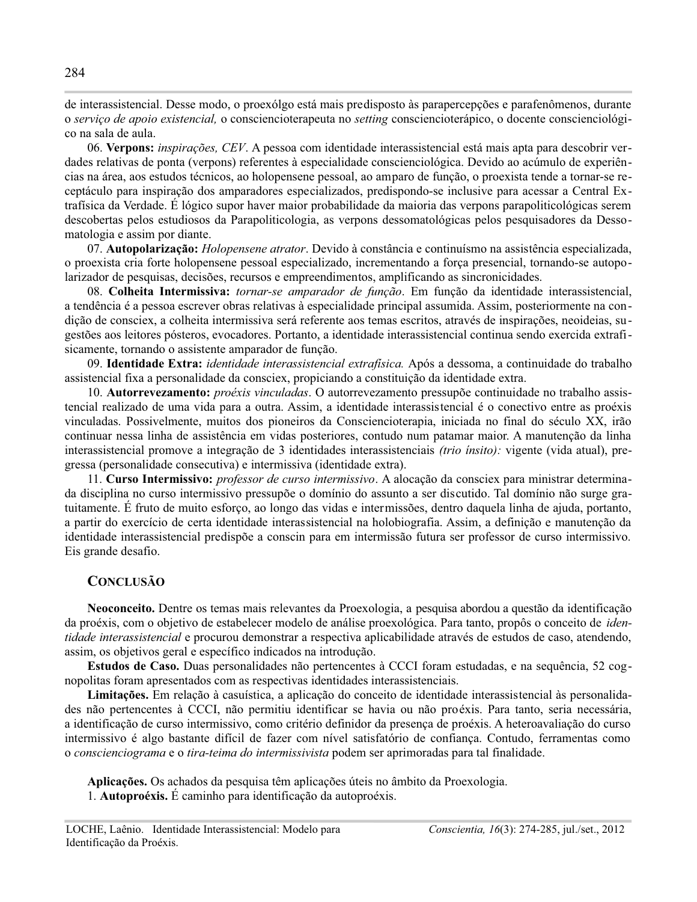de interassistencial. Desse modo, o proexólgo está mais predisposto às parapercepções e parafenômenos, durante o *serviço de apoio existencial,* o conscienciOterapeuta no *setting* conscienciOterápico, o docente conscienciológico na sala de aula.

06. **Verpons:** *inspirações, CEV*. A pessoa com identidade interassistencial está mais apta para descobrir verdades relativas de ponta (verpons) referentes à especialidade conscienciológica. Devido ao acúmulo de experiências na área, aos estudos técnicos, ao holopensene pessoal, ao amparo de função, o proexista tende a tornar-se receptáculo para inspiração dos amparadores especializados, predispondo-se inclusive para acessar a Central Extrafísica da Verdade. É lógico supor haver maior probabilidade da maioria das verpons parapoliticológicas serem descobertas pelos estudiosos da Parapoliticologia, as verpons dessomatológicas pelos pesquisadores da Dessomatologia e assim por diante.

07. **Autopolarização:** *Holopensene atrator*. Devido à constância e continuísmo na assistência especializada, o proexista cria forte holopensene pessoal especializado, incrementando a força presencial, tornando-se autopolarizador de pesquisas, decisões, recursos e empreendimentos, amplificando as sincronicidades.

08. **Colheita Intermissiva:** *tornar-se amparador de função*. Em função da identidade interassistencial, a tendência é a pessoa escrever obras relativas à especialidade principal assumida. Assim, posteriormente na condição de consciex, a colheita intermissiva será referente aos temas escritos, através de inspirações, neoideias, sugestões aos leitores pósteros, evocadores. Portanto, a identidade interassistencial continua sendo exercida extrafisicamente, tornando o assistente amparador de função.

09. **Identidade Extra:** *identidade interassistencial extrafísica.* Após a dessoma, a continuidade do trabalho assistencial fixa a personalidade da consciex, propiciando a constituição da identidade extra.

10. **Autorrevezamento:** *proéxis vinculadas*. O autorrevezamento pressupõe continuidade no trabalho assistencial realizado de uma vida para a outra. Assim, a identidade interassistencial é o conectivo entre as proéxis vinculadas. Possivelmente, muitos dos pioneiros da ConscienciOterapia, iniciada no final do século XX, irão continuar nessa linha de assistência em vidas posteriores, contudo num patamar maior. A manutenção da linha interassistencial promove a integração de 3 identidades interassistenciais *(trio ínsito):* vigente (vida atual), pregressa (personalidade consecutiva) e intermissiva (identidade extra).

11. **Curso Intermissivo:** *professor de curso intermissivo*. A alocação da consciex para ministrar determinada disciplina no curso intermissivo pressupõe o domínio do assunto a ser discutido. Tal domínio não surge gratuitamente. É fruto de muito esforço, ao longo das vidas e intermissões, dentro daquela linha de ajuda, portanto, a partir do exercício de certa identidade interassistencial na holobiografia. Assim, a definição e manutenção da identidade interassistencial predispõe a conscin para em intermissão futura ser professor de curso intermissivo. Eis grande desafio.

## Conclusão

**Neoconceito.** Dentre os temas mais relevantes da Proexologia, a pesquisa abordou a questão da identificação da proéxis, com o objetivo de estabelecer modelo de análise proexológica. Para tanto, propôs o conceito de *identidade interassistencial* e procurou demonstrar a respectiva aplicabilidade através de estudos de caso, atendendo, assim, os objetivos geral e específico indicados na introdução.

**Estudos de Caso.** Duas personalidades não pertencentes à CCCI foram estudadas, e na sequência, 52 cognopolitas foram apresentados com as respectivas identidades interassistenciais.

**Limitações.** Em relação à casuística, a aplicação do conceito de identidade interassistencial às personalidades não pertencentes à CCCI, não permitiu identificar se havia ou não proéxis. Para tanto, seria necessária, a identificação de curso intermissivo, como critério definidor da presença de proéxis. A heteroavaliação do curso intermissivo é algo bastante difícil de fazer com nível satisfatório de confiança. Contudo, ferramentas como o *conscienciograma* e o *tira-teima do intermissivista* podem ser aprimoradas para tal finalidade.

**Aplicações.** Os achados da pesquisa têm aplicações úteis no âmbito da Proexologia.

1. **Autoproéxis.** É caminho para identificação da autoproéxis.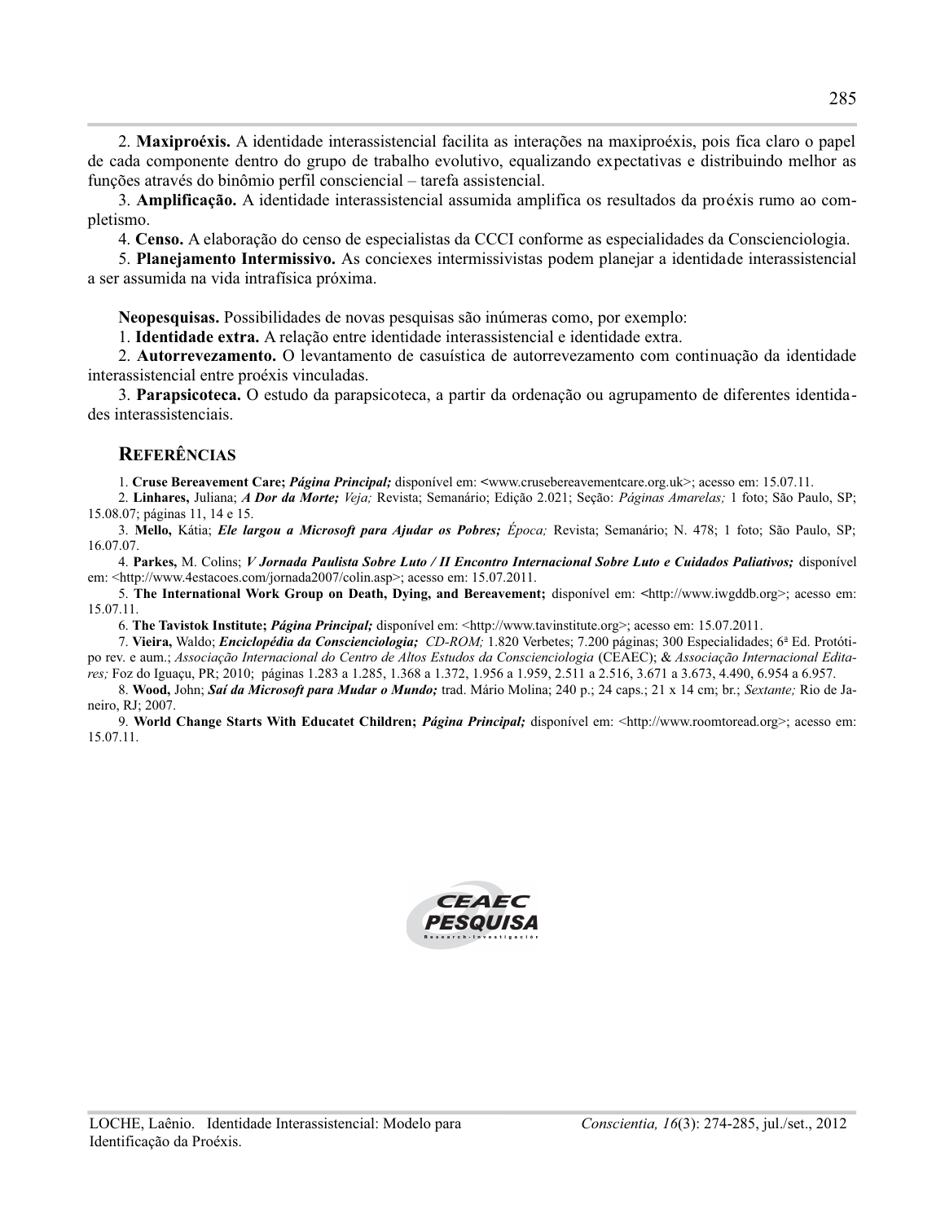2. **Maxiproéxis.** A identidade interassistencial facilita as interações na maxiproéxis, pois fica claro o papel de cada componente dentro do grupo de trabalho evolutivo, equalizando expectativas e distribuindo melhor as funções através do binômio perfil consciencial – tarefa assistencial.

3. **Amplificação.** A identidade interassistencial assumida amplifica os resultados da proéxis rumo ao completismo.

4. **Censo.** A elaboração do censo de especialistas da CCCI conforme as especialidades da Conscienciologia.

5. **Planejamento Intermissivo.** As conciexes intermissivistas podem planejar a identidade interassistencial a ser assumida na vida intrafísica próxima.

**Neopesquisas.** Possibilidades de novas pesquisas são inúmeras como, por exemplo:

1. **Identidade extra.** A relação entre identidade interassistencial e identidade extra.

2. **Autorrevezamento.** O levantamento de casuística de autorrevezamento com continuação da identidade interassistencial entre proéxis vinculadas.

3. **Parapsicoteca.** O estudo da parapsicoteca, a partir da ordenação ou agrupamento de diferentes identidades interassistenciais.

## Referências

1. **Cruse Bereavement Care;** ***Página Principal;*** disponível em: <www.crusebereavementcare.org.uk>; acesso em: 15.07.11.

2. **Linhares,** Juliana; ***A Dor da Morte;*** *Veja;* Revista; Semanário; Edição 2.021; Seção: *Páginas Amarelas;* 1 foto; São Paulo, SP; 15.08.07; páginas 11, 14 e 15.

3. **Mello,** Kátia; ***Ele largou a Microsoft para Ajudar os Pobres;*** *Época;* Revista; Semanário; N. 478; 1 foto; São Paulo, SP; 16.07.07.

4. **Parkes,** M. Colins; ***V Jornada Paulista Sobre Luto / II Encontro Internacional Sobre Luto e Cuidados Paliativos;*** disponível em: <http://www.4estacoes.com/jornada2007/colin.asp>; acesso em: 15.07.2011.

5. **The International Work Group on Death, Dying, and Bereavement;** disponível em: <http://www.iwgddb.org>; acesso em: 15.07.11.

6. **The Tavistok Institute;** ***Página Principal;*** disponível em: <http://www.tavinstitute.org>; acesso em: 15.07.2011.

7. **Vieira,** Waldo; ***Enciclopédia da Conscienciologia;*** *CD-ROM;* 1.820 Verbetes; 7.200 páginas; 300 Especialidades; 6ª Ed. Protótipo rev. e aum.; *Associação Internacional do Centro de Altos Estudos da Conscienciologia* (CEAEC); & *Associação Internacional Editares;* Foz do Iguaçu, PR; 2010; páginas 1.283 a 1.285, 1.368 a 1.372, 1.956 a 1.959, 2.511 a 2.516, 3.671 a 3.673, 4.490, 6.954 a 6.957.

8. **Wood,** John; ***Saí da Microsoft para Mudar o Mundo;*** trad. Mário Molina; 240 p.; 24 caps.; 21 x 14 cm; br.; *Sextante;* Rio de Janeiro, RJ; 2007.

9. **World Change Starts With Educatet Children;** ***Página Principal;*** disponível em: <http://www.roomtoread.org>; acesso em: 15.07.11.

CEAEC PESQUISA
Research · Investigación